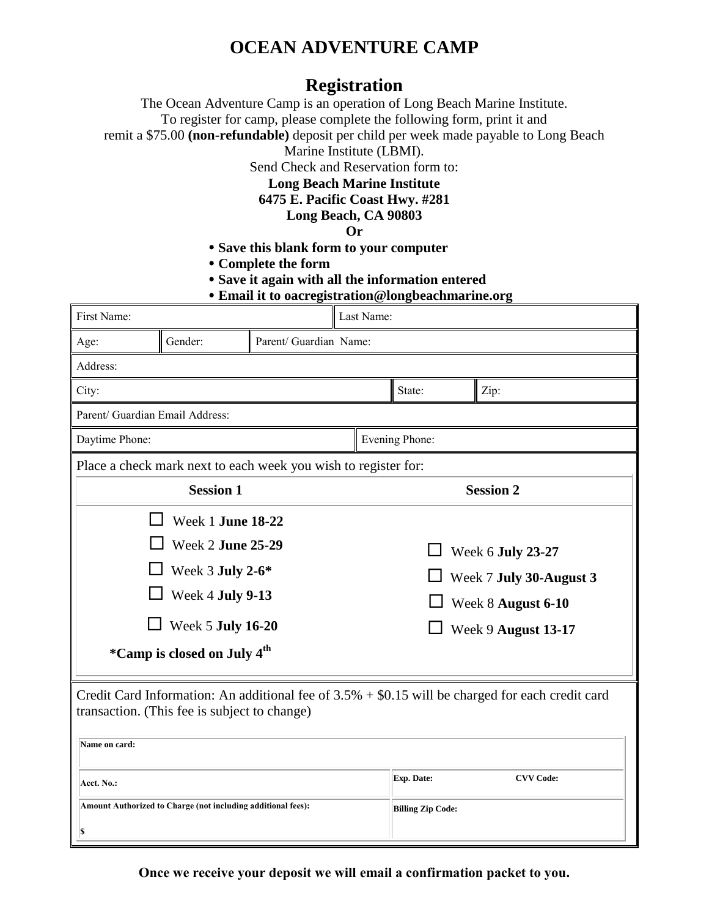# OCEAN ADVENTURE CAMP

## Registration

The Ocean Adventure Camp is an operation of Long Beach Marine Institute.
To register for camp, please complete the following form, print it and
remit a $75.00 **(non-refundable)** deposit per child per week made payable to Long Beach Marine Institute (LBMI).

Send Check and Reservation form to:

**Long Beach Marine Institute**
**6475 E. Pacific Coast Hwy. #281**
**Long Beach, CA 90803**

**Or**

- **Save this blank form to your computer**
- **Complete the form**
- **Save it again with all the information entered**
- **Email it to oacregistration@longbeachmarine.org**

| First Name: | | | Last Name: | | |
|---|---|---|---|---|---|
| Age: | Gender: | Parent/ Guardian Name: | | | |
| Address: | | | | | |
| City: | | | | State: | Zip: |
| Parent/ Guardian Email Address: | | | | | |
| Daytime Phone: | | | Evening Phone: | | |

Place a check mark next to each week you wish to register for:

| Session 1 | Session 2 |
|---|---|
| ☐ Week 1 **June 18-22** | |
| ☐ Week 2 **June 25-29** | ☐ Week 6 **July 23-27** |
| ☐ Week 3 **July 2-6*** | ☐ Week 7 **July 30-August 3** |
| ☐ Week 4 **July 9-13** | ☐ Week 8 **August 6-10** |
| ☐ Week 5 **July 16-20** | ☐ Week 9 **August 13-17** |
| ***Camp is closed on July 4th** | |

Credit Card Information: An additional fee of 3.5% + $0.15 will be charged for each credit card transaction. (This fee is subject to change)

| **Name on card:** | | |
|---|---|---|
| **Acct. No.:** | **Exp. Date:** | **CVV Code:** |
| **Amount Authorized to Charge (not including additional fees):** **$** | **Billing Zip Code:** | |

**Once we receive your deposit we will email a confirmation packet to you.**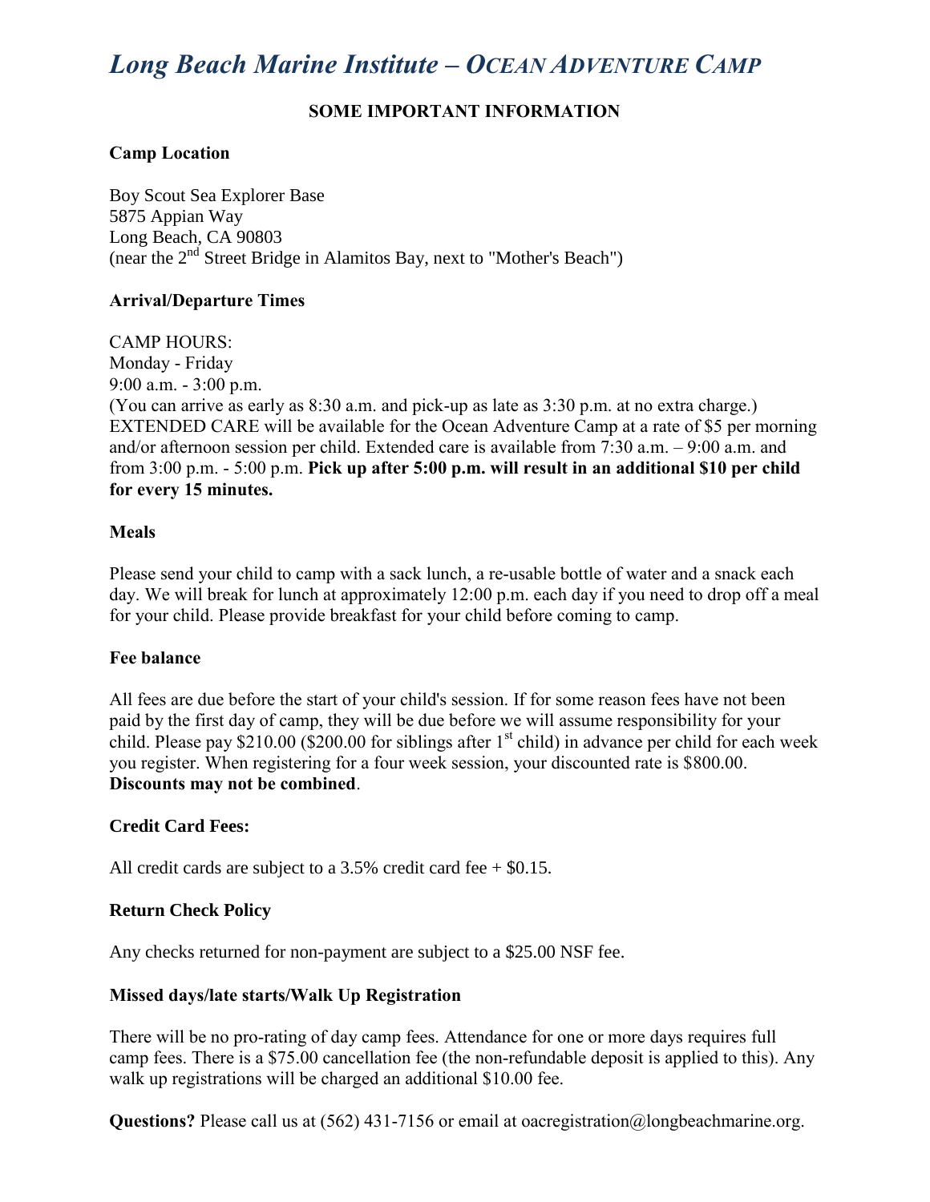# *Long Beach Marine Institute – OCEAN ADVENTURE CAMP*

**SOME IMPORTANT INFORMATION**

**Camp Location**

Boy Scout Sea Explorer Base
5875 Appian Way
Long Beach, CA 90803
(near the 2nd Street Bridge in Alamitos Bay, next to "Mother's Beach")

**Arrival/Departure Times**

CAMP HOURS:
Monday - Friday
9:00 a.m. - 3:00 p.m.
(You can arrive as early as 8:30 a.m. and pick-up as late as 3:30 p.m. at no extra charge.)
EXTENDED CARE will be available for the Ocean Adventure Camp at a rate of $5 per morning and/or afternoon session per child. Extended care is available from 7:30 a.m. – 9:00 a.m. and from 3:00 p.m. - 5:00 p.m. **Pick up after 5:00 p.m. will result in an additional $10 per child for every 15 minutes.**

**Meals**

Please send your child to camp with a sack lunch, a re-usable bottle of water and a snack each day. We will break for lunch at approximately 12:00 p.m. each day if you need to drop off a meal for your child. Please provide breakfast for your child before coming to camp.

**Fee balance**

All fees are due before the start of your child's session. If for some reason fees have not been paid by the first day of camp, they will be due before we will assume responsibility for your child. Please pay $210.00 ($200.00 for siblings after 1st child) in advance per child for each week you register. When registering for a four week session, your discounted rate is $800.00. **Discounts may not be combined**.

**Credit Card Fees:**

All credit cards are subject to a 3.5% credit card fee + $0.15.

**Return Check Policy**

Any checks returned for non-payment are subject to a $25.00 NSF fee.

**Missed days/late starts/Walk Up Registration**

There will be no pro-rating of day camp fees. Attendance for one or more days requires full camp fees. There is a $75.00 cancellation fee (the non-refundable deposit is applied to this). Any walk up registrations will be charged an additional $10.00 fee.

**Questions?** Please call us at (562) 431-7156 or email at oacregistration@longbeachmarine.org.